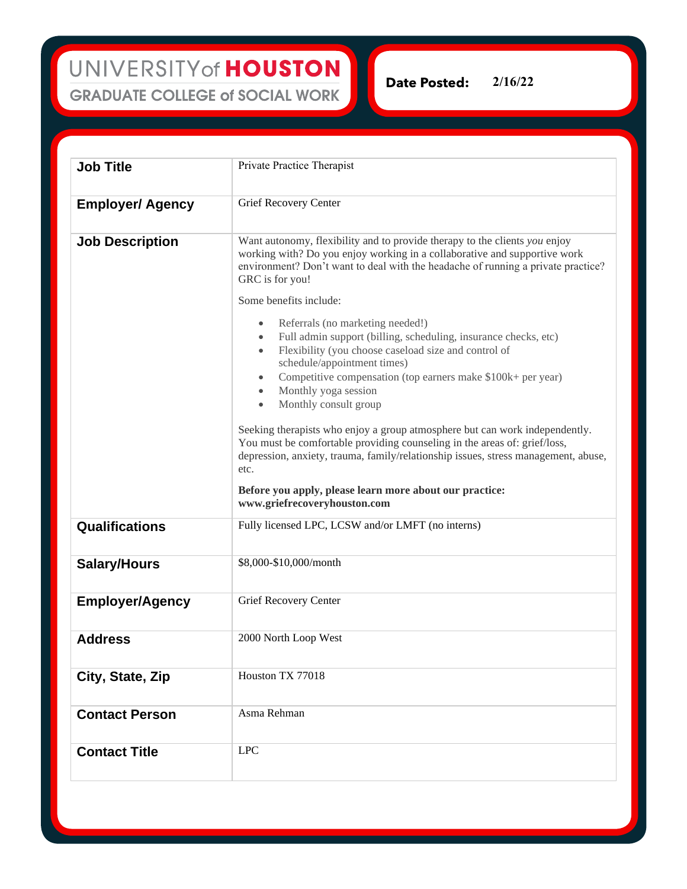# UNIVERSITY of HOUSTON
## GRADUATE COLLEGE of SOCIAL WORK

**Date Posted:** 2/16/22

| | |
|---|---|
| **Job Title** | Private Practice Therapist |
| **Employer/ Agency** | Grief Recovery Center |
| **Job Description** | Want autonomy, flexibility and to provide therapy to the clients *you* enjoy working with? Do you enjoy working in a collaborative and supportive work environment? Don't want to deal with the headache of running a private practice? GRC is for you!<br><br>Some benefits include:<br>• Referrals (no marketing needed!)<br>• Full admin support (billing, scheduling, insurance checks, etc)<br>• Flexibility (you choose caseload size and control of schedule/appointment times)<br>• Competitive compensation (top earners make $100k+ per year)<br>• Monthly yoga session<br>• Monthly consult group<br><br>Seeking therapists who enjoy a group atmosphere but can work independently. You must be comfortable providing counseling in the areas of: grief/loss, depression, anxiety, trauma, family/relationship issues, stress management, abuse, etc.<br><br>**Before you apply, please learn more about our practice: www.griefrecoveryhouston.com** |
| **Qualifications** | Fully licensed LPC, LCSW and/or LMFT (no interns) |
| **Salary/Hours** | $8,000-$10,000/month |
| **Employer/Agency** | Grief Recovery Center |
| **Address** | 2000 North Loop West |
| **City, State, Zip** | Houston TX 77018 |
| **Contact Person** | Asma Rehman |
| **Contact Title** | LPC |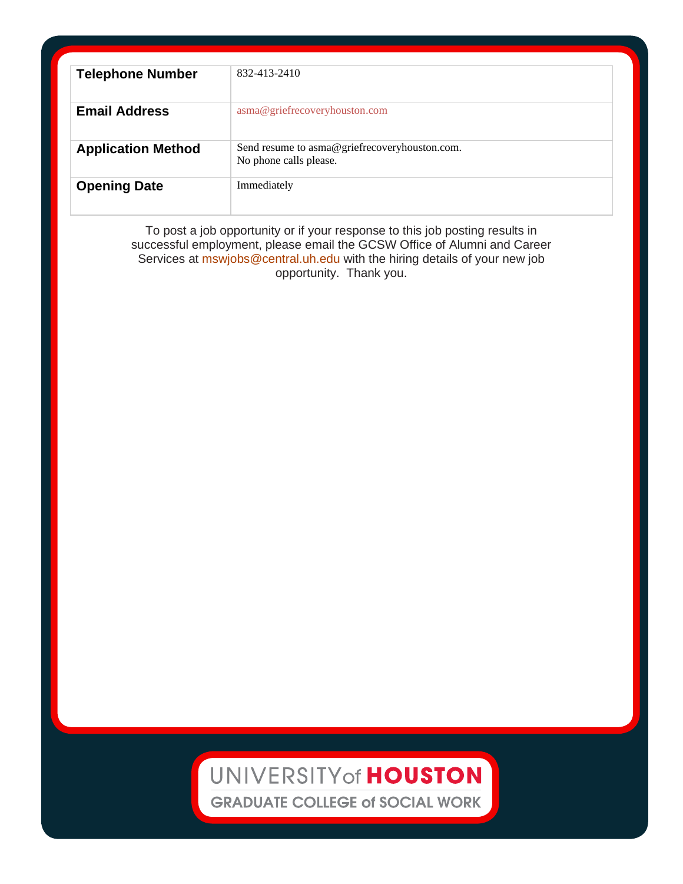| | |
|---|---|
| **Telephone Number** | 832-413-2410 |
| **Email Address** | asma@griefrecoveryhouston.com |
| **Application Method** | Send resume to asma@griefrecoveryhouston.com.<br>No phone calls please. |
| **Opening Date** | Immediately |

To post a job opportunity or if your response to this job posting results in successful employment, please email the GCSW Office of Alumni and Career Services at mswjobs@central.uh.edu with the hiring details of your new job opportunity. Thank you.

UNIVERSITY of HOUSTON
GRADUATE COLLEGE of SOCIAL WORK